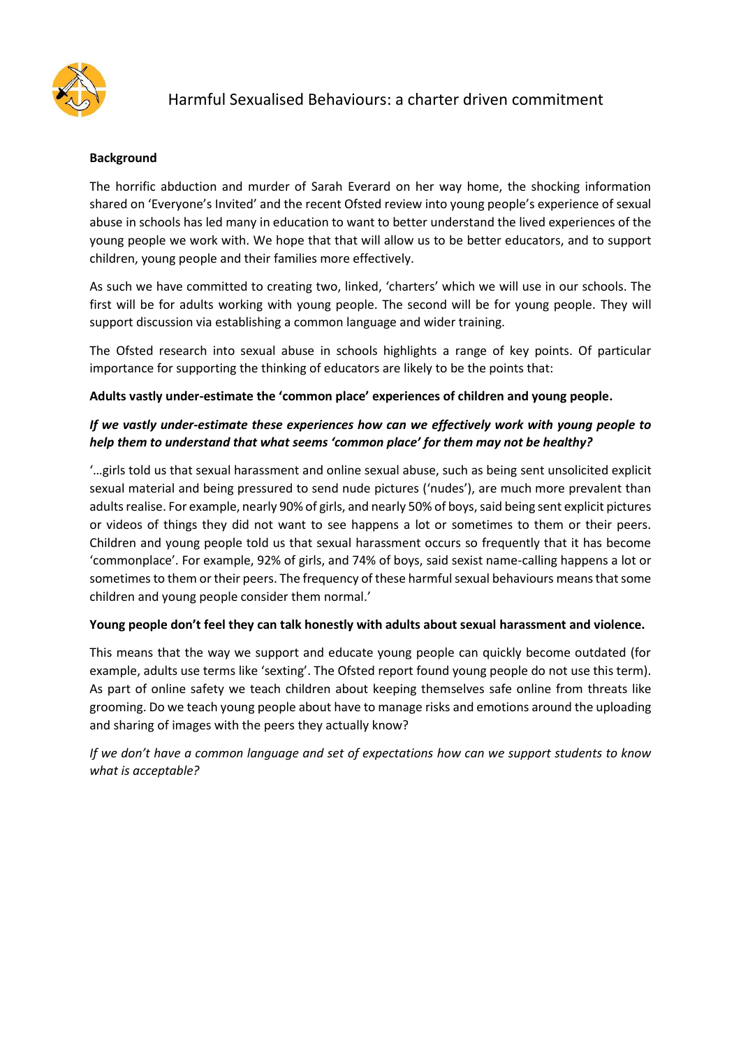# Harmful Sexualised Behaviours: a charter driven commitment

**Background**

The horrific abduction and murder of Sarah Everard on her way home, the shocking information shared on 'Everyone's Invited' and the recent Ofsted review into young people's experience of sexual abuse in schools has led many in education to want to better understand the lived experiences of the young people we work with. We hope that that will allow us to be better educators, and to support children, young people and their families more effectively.

As such we have committed to creating two, linked, 'charters' which we will use in our schools. The first will be for adults working with young people. The second will be for young people. They will support discussion via establishing a common language and wider training.

The Ofsted research into sexual abuse in schools highlights a range of key points. Of particular importance for supporting the thinking of educators are likely to be the points that:

**Adults vastly under-estimate the 'common place' experiences of children and young people.**

***If we vastly under-estimate these experiences how can we effectively work with young people to help them to understand that what seems 'common place' for them may not be healthy?***

'…girls told us that sexual harassment and online sexual abuse, such as being sent unsolicited explicit sexual material and being pressured to send nude pictures ('nudes'), are much more prevalent than adults realise. For example, nearly 90% of girls, and nearly 50% of boys, said being sent explicit pictures or videos of things they did not want to see happens a lot or sometimes to them or their peers. Children and young people told us that sexual harassment occurs so frequently that it has become 'commonplace'. For example, 92% of girls, and 74% of boys, said sexist name-calling happens a lot or sometimes to them or their peers. The frequency of these harmful sexual behaviours means that some children and young people consider them normal.'

**Young people don't feel they can talk honestly with adults about sexual harassment and violence.**

This means that the way we support and educate young people can quickly become outdated (for example, adults use terms like 'sexting'. The Ofsted report found young people do not use this term). As part of online safety we teach children about keeping themselves safe online from threats like grooming. Do we teach young people about have to manage risks and emotions around the uploading and sharing of images with the peers they actually know?

*If we don't have a common language and set of expectations how can we support students to know what is acceptable?*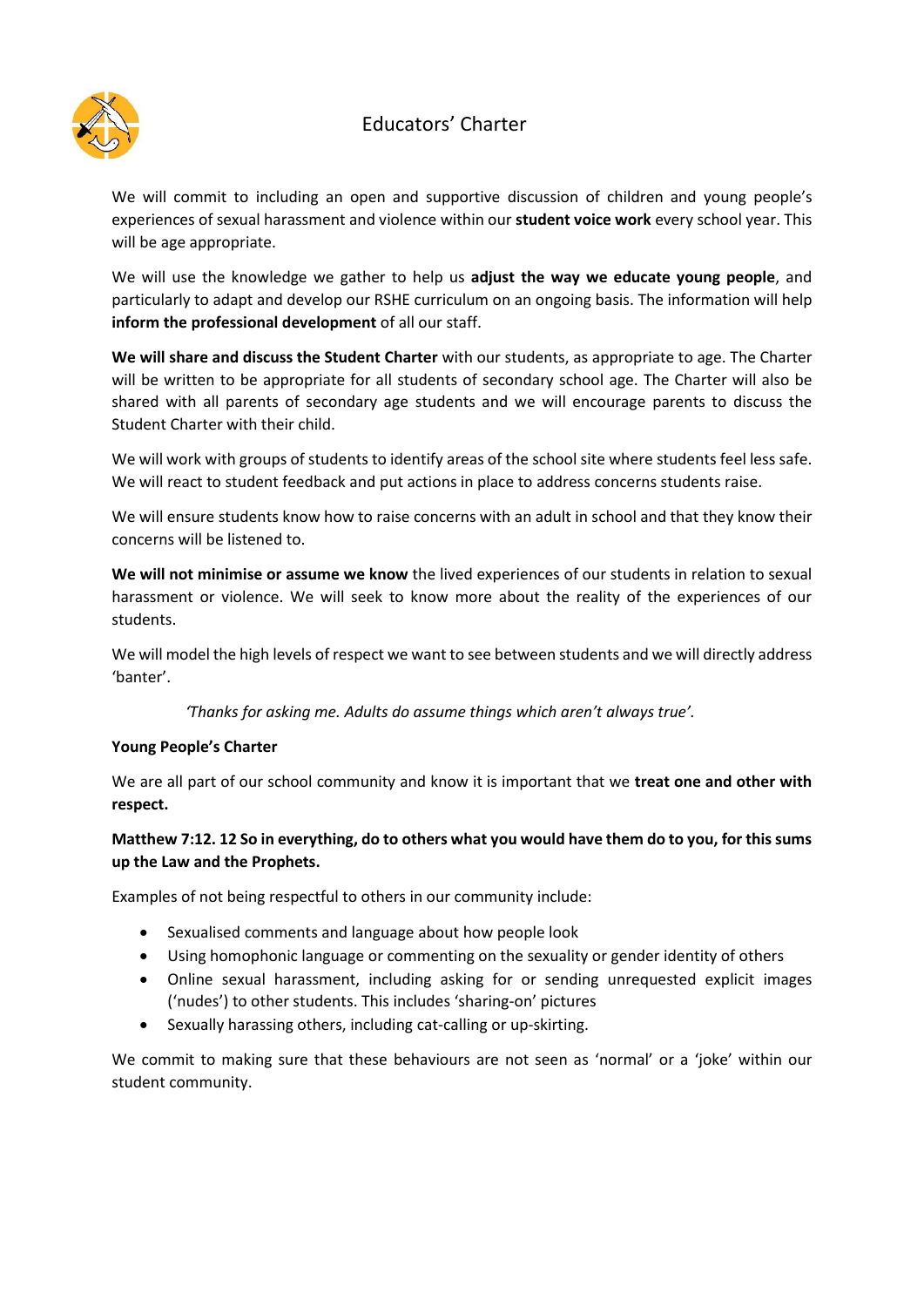# Educators' Charter

We will commit to including an open and supportive discussion of children and young people's experiences of sexual harassment and violence within our **student voice work** every school year. This will be age appropriate.

We will use the knowledge we gather to help us **adjust the way we educate young people**, and particularly to adapt and develop our RSHE curriculum on an ongoing basis. The information will help **inform the professional development** of all our staff.

**We will share and discuss the Student Charter** with our students, as appropriate to age. The Charter will be written to be appropriate for all students of secondary school age. The Charter will also be shared with all parents of secondary age students and we will encourage parents to discuss the Student Charter with their child.

We will work with groups of students to identify areas of the school site where students feel less safe. We will react to student feedback and put actions in place to address concerns students raise.

We will ensure students know how to raise concerns with an adult in school and that they know their concerns will be listened to.

**We will not minimise or assume we know** the lived experiences of our students in relation to sexual harassment or violence. We will seek to know more about the reality of the experiences of our students.

We will model the high levels of respect we want to see between students and we will directly address 'banter'.

*'Thanks for asking me. Adults do assume things which aren't always true'.*

**Young People's Charter**

We are all part of our school community and know it is important that we **treat one and other with respect.**

**Matthew 7:12. 12 So in everything, do to others what you would have them do to you, for this sums up the Law and the Prophets.**

Examples of not being respectful to others in our community include:

- Sexualised comments and language about how people look
- Using homophonic language or commenting on the sexuality or gender identity of others
- Online sexual harassment, including asking for or sending unrequested explicit images ('nudes') to other students. This includes 'sharing-on' pictures
- Sexually harassing others, including cat-calling or up-skirting.

We commit to making sure that these behaviours are not seen as 'normal' or a 'joke' within our student community.